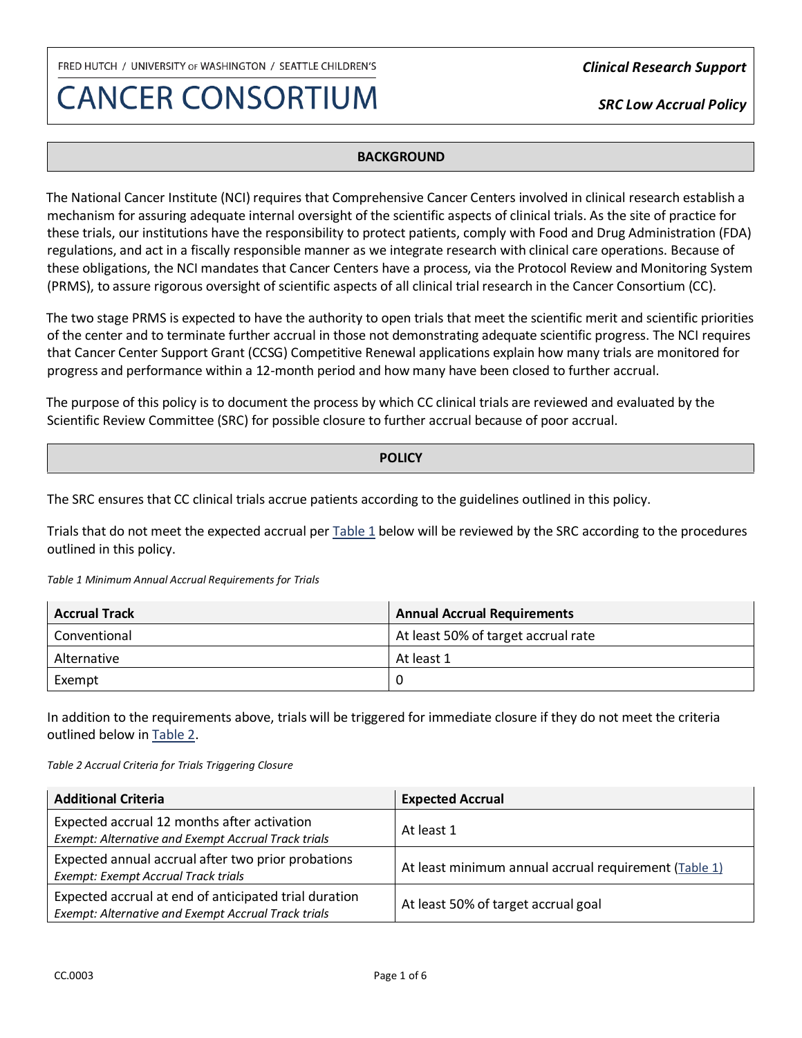FRED HUTCH / UNIVERSITY OF WASHINGTON / SEATTLE CHILDREN'S

# CANCER CONSORTIUM

***Clinical Research Support***

***SRC Low Accrual Policy***

## BACKGROUND

The National Cancer Institute (NCI) requires that Comprehensive Cancer Centers involved in clinical research establish a mechanism for assuring adequate internal oversight of the scientific aspects of clinical trials. As the site of practice for these trials, our institutions have the responsibility to protect patients, comply with Food and Drug Administration (FDA) regulations, and act in a fiscally responsible manner as we integrate research with clinical care operations. Because of these obligations, the NCI mandates that Cancer Centers have a process, via the Protocol Review and Monitoring System (PRMS), to assure rigorous oversight of scientific aspects of all clinical trial research in the Cancer Consortium (CC).

The two stage PRMS is expected to have the authority to open trials that meet the scientific merit and scientific priorities of the center and to terminate further accrual in those not demonstrating adequate scientific progress. The NCI requires that Cancer Center Support Grant (CCSG) Competitive Renewal applications explain how many trials are monitored for progress and performance within a 12-month period and how many have been closed to further accrual.

The purpose of this policy is to document the process by which CC clinical trials are reviewed and evaluated by the Scientific Review Committee (SRC) for possible closure to further accrual because of poor accrual.

## POLICY

The SRC ensures that CC clinical trials accrue patients according to the guidelines outlined in this policy.

Trials that do not meet the expected accrual per Table 1 below will be reviewed by the SRC according to the procedures outlined in this policy.

*Table 1 Minimum Annual Accrual Requirements for Trials*

| Accrual Track | Annual Accrual Requirements |
|---|---|
| Conventional | At least 50% of target accrual rate |
| Alternative | At least 1 |
| Exempt | 0 |

In addition to the requirements above, trials will be triggered for immediate closure if they do not meet the criteria outlined below in Table 2.

*Table 2 Accrual Criteria for Trials Triggering Closure*

| Additional Criteria | Expected Accrual |
|---|---|
| Expected accrual 12 months after activation<br>*Exempt: Alternative and Exempt Accrual Track trials* | At least 1 |
| Expected annual accrual after two prior probations<br>*Exempt: Exempt Accrual Track trials* | At least minimum annual accrual requirement (Table 1) |
| Expected accrual at end of anticipated trial duration<br>*Exempt: Alternative and Exempt Accrual Track trials* | At least 50% of target accrual goal |

CC.0003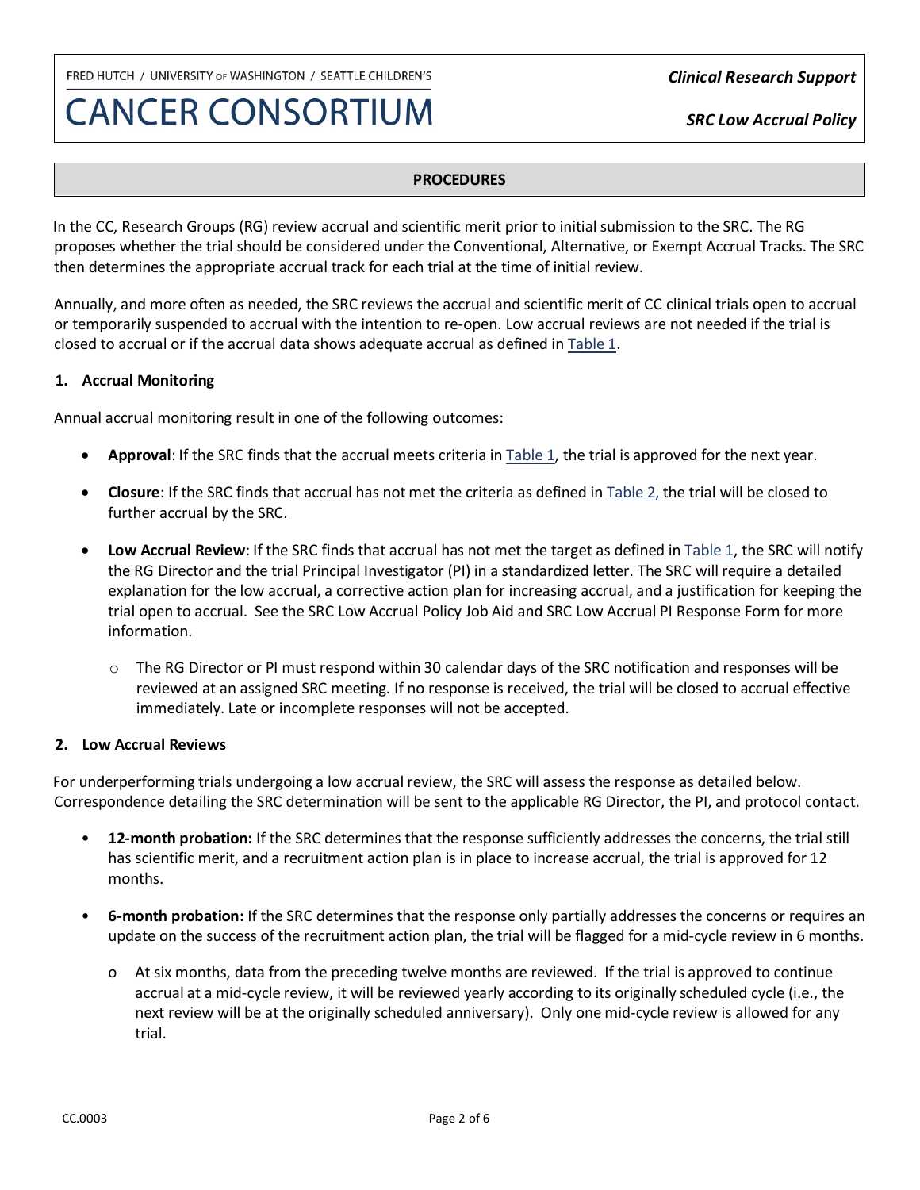## PROCEDURES

In the CC, Research Groups (RG) review accrual and scientific merit prior to initial submission to the SRC. The RG proposes whether the trial should be considered under the Conventional, Alternative, or Exempt Accrual Tracks. The SRC then determines the appropriate accrual track for each trial at the time of initial review.

Annually, and more often as needed, the SRC reviews the accrual and scientific merit of CC clinical trials open to accrual or temporarily suspended to accrual with the intention to re-open. Low accrual reviews are not needed if the trial is closed to accrual or if the accrual data shows adequate accrual as defined in Table 1.

### 1. Accrual Monitoring

Annual accrual monitoring result in one of the following outcomes:

- **Approval**: If the SRC finds that the accrual meets criteria in Table 1, the trial is approved for the next year.
- **Closure**: If the SRC finds that accrual has not met the criteria as defined in Table 2, the trial will be closed to further accrual by the SRC.
- **Low Accrual Review**: If the SRC finds that accrual has not met the target as defined in Table 1, the SRC will notify the RG Director and the trial Principal Investigator (PI) in a standardized letter. The SRC will require a detailed explanation for the low accrual, a corrective action plan for increasing accrual, and a justification for keeping the trial open to accrual. See the SRC Low Accrual Policy Job Aid and SRC Low Accrual PI Response Form for more information.
    - The RG Director or PI must respond within 30 calendar days of the SRC notification and responses will be reviewed at an assigned SRC meeting. If no response is received, the trial will be closed to accrual effective immediately. Late or incomplete responses will not be accepted.

### 2. Low Accrual Reviews

For underperforming trials undergoing a low accrual review, the SRC will assess the response as detailed below. Correspondence detailing the SRC determination will be sent to the applicable RG Director, the PI, and protocol contact.

- **12-month probation:** If the SRC determines that the response sufficiently addresses the concerns, the trial still has scientific merit, and a recruitment action plan is in place to increase accrual, the trial is approved for 12 months.
- **6-month probation:** If the SRC determines that the response only partially addresses the concerns or requires an update on the success of the recruitment action plan, the trial will be flagged for a mid-cycle review in 6 months.
    - At six months, data from the preceding twelve months are reviewed. If the trial is approved to continue accrual at a mid-cycle review, it will be reviewed yearly according to its originally scheduled cycle (i.e., the next review will be at the originally scheduled anniversary). Only one mid-cycle review is allowed for any trial.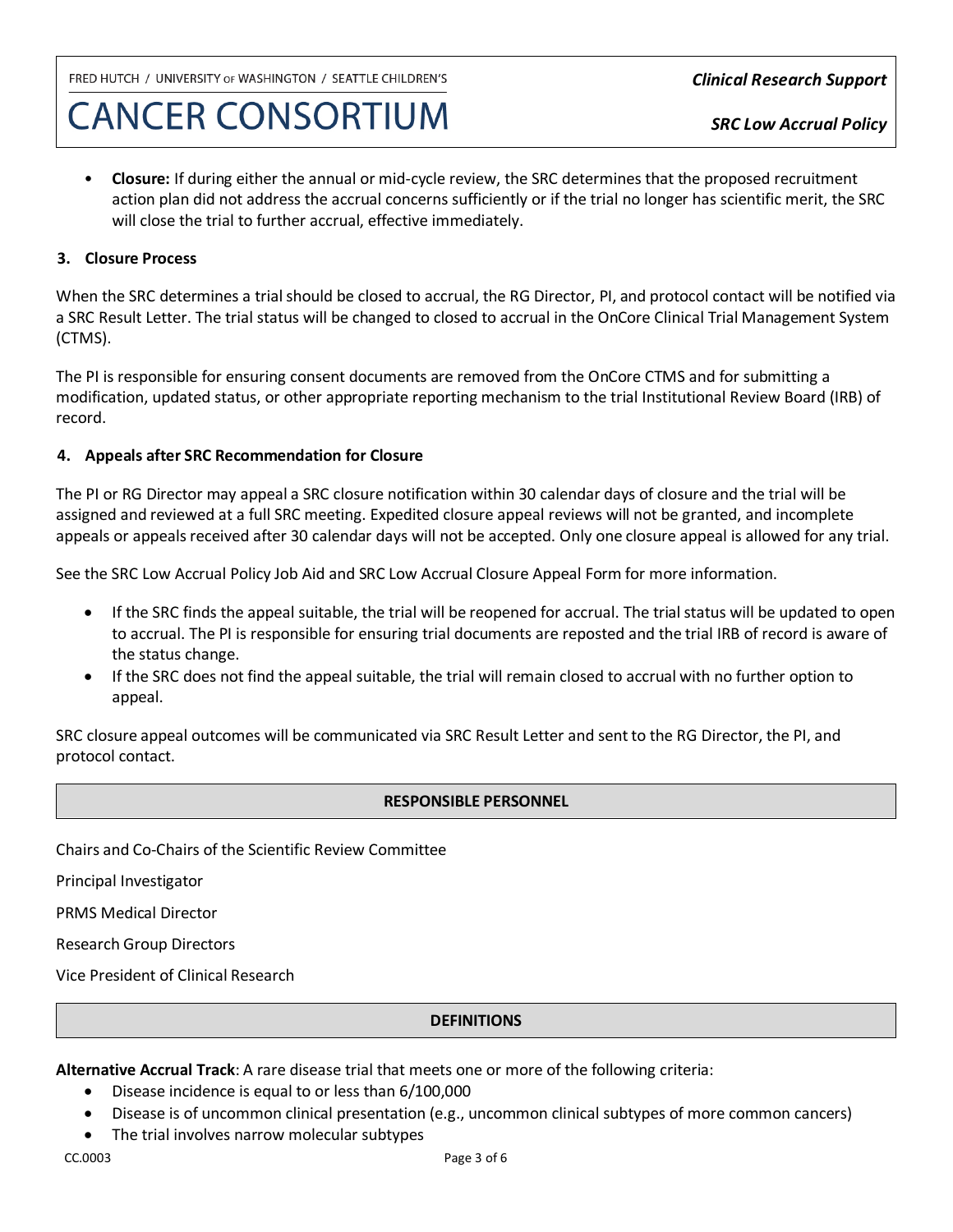- **Closure:** If during either the annual or mid-cycle review, the SRC determines that the proposed recruitment action plan did not address the accrual concerns sufficiently or if the trial no longer has scientific merit, the SRC will close the trial to further accrual, effective immediately.

### 3. Closure Process

When the SRC determines a trial should be closed to accrual, the RG Director, PI, and protocol contact will be notified via a SRC Result Letter. The trial status will be changed to closed to accrual in the OnCore Clinical Trial Management System (CTMS).

The PI is responsible for ensuring consent documents are removed from the OnCore CTMS and for submitting a modification, updated status, or other appropriate reporting mechanism to the trial Institutional Review Board (IRB) of record.

### 4. Appeals after SRC Recommendation for Closure

The PI or RG Director may appeal a SRC closure notification within 30 calendar days of closure and the trial will be assigned and reviewed at a full SRC meeting. Expedited closure appeal reviews will not be granted, and incomplete appeals or appeals received after 30 calendar days will not be accepted. Only one closure appeal is allowed for any trial.

See the SRC Low Accrual Policy Job Aid and SRC Low Accrual Closure Appeal Form for more information.

- If the SRC finds the appeal suitable, the trial will be reopened for accrual. The trial status will be updated to open to accrual. The PI is responsible for ensuring trial documents are reposted and the trial IRB of record is aware of the status change.
- If the SRC does not find the appeal suitable, the trial will remain closed to accrual with no further option to appeal.

SRC closure appeal outcomes will be communicated via SRC Result Letter and sent to the RG Director, the PI, and protocol contact.

## RESPONSIBLE PERSONNEL

Chairs and Co-Chairs of the Scientific Review Committee

Principal Investigator

PRMS Medical Director

Research Group Directors

Vice President of Clinical Research

## DEFINITIONS

**Alternative Accrual Track**: A rare disease trial that meets one or more of the following criteria:

- Disease incidence is equal to or less than 6/100,000
- Disease is of uncommon clinical presentation (e.g., uncommon clinical subtypes of more common cancers)
- The trial involves narrow molecular subtypes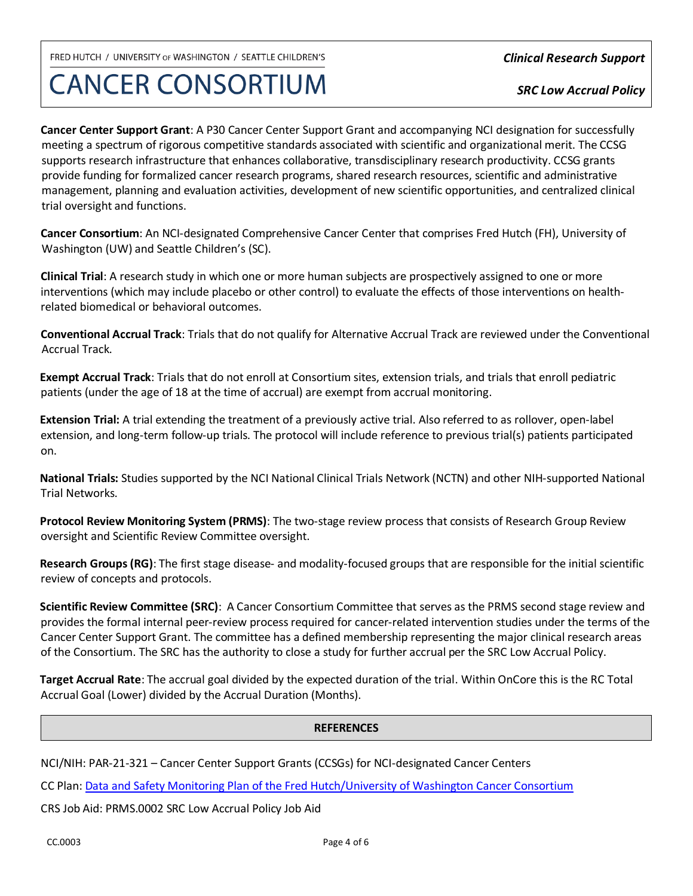**Cancer Center Support Grant**: A P30 Cancer Center Support Grant and accompanying NCI designation for successfully meeting a spectrum of rigorous competitive standards associated with scientific and organizational merit. The CCSG supports research infrastructure that enhances collaborative, transdisciplinary research productivity. CCSG grants provide funding for formalized cancer research programs, shared research resources, scientific and administrative management, planning and evaluation activities, development of new scientific opportunities, and centralized clinical trial oversight and functions.

**Cancer Consortium**: An NCI-designated Comprehensive Cancer Center that comprises Fred Hutch (FH), University of Washington (UW) and Seattle Children's (SC).

**Clinical Trial**: A research study in which one or more human subjects are prospectively assigned to one or more interventions (which may include placebo or other control) to evaluate the effects of those interventions on health-related biomedical or behavioral outcomes.

**Conventional Accrual Track**: Trials that do not qualify for Alternative Accrual Track are reviewed under the Conventional Accrual Track.

**Exempt Accrual Track**: Trials that do not enroll at Consortium sites, extension trials, and trials that enroll pediatric patients (under the age of 18 at the time of accrual) are exempt from accrual monitoring.

**Extension Trial:** A trial extending the treatment of a previously active trial. Also referred to as rollover, open-label extension, and long-term follow-up trials. The protocol will include reference to previous trial(s) patients participated on.

**National Trials:** Studies supported by the NCI National Clinical Trials Network (NCTN) and other NIH-supported National Trial Networks.

**Protocol Review Monitoring System (PRMS)**: The two-stage review process that consists of Research Group Review oversight and Scientific Review Committee oversight.

**Research Groups (RG)**: The first stage disease- and modality-focused groups that are responsible for the initial scientific review of concepts and protocols.

**Scientific Review Committee (SRC)**: A Cancer Consortium Committee that serves as the PRMS second stage review and provides the formal internal peer-review process required for cancer-related intervention studies under the terms of the Cancer Center Support Grant. The committee has a defined membership representing the major clinical research areas of the Consortium. The SRC has the authority to close a study for further accrual per the SRC Low Accrual Policy.

**Target Accrual Rate**: The accrual goal divided by the expected duration of the trial. Within OnCore this is the RC Total Accrual Goal (Lower) divided by the Accrual Duration (Months).

## REFERENCES

NCI/NIH: PAR-21-321 – Cancer Center Support Grants (CCSGs) for NCI-designated Cancer Centers

CC Plan: Data and Safety Monitoring Plan of the Fred Hutch/University of Washington Cancer Consortium

CRS Job Aid: PRMS.0002 SRC Low Accrual Policy Job Aid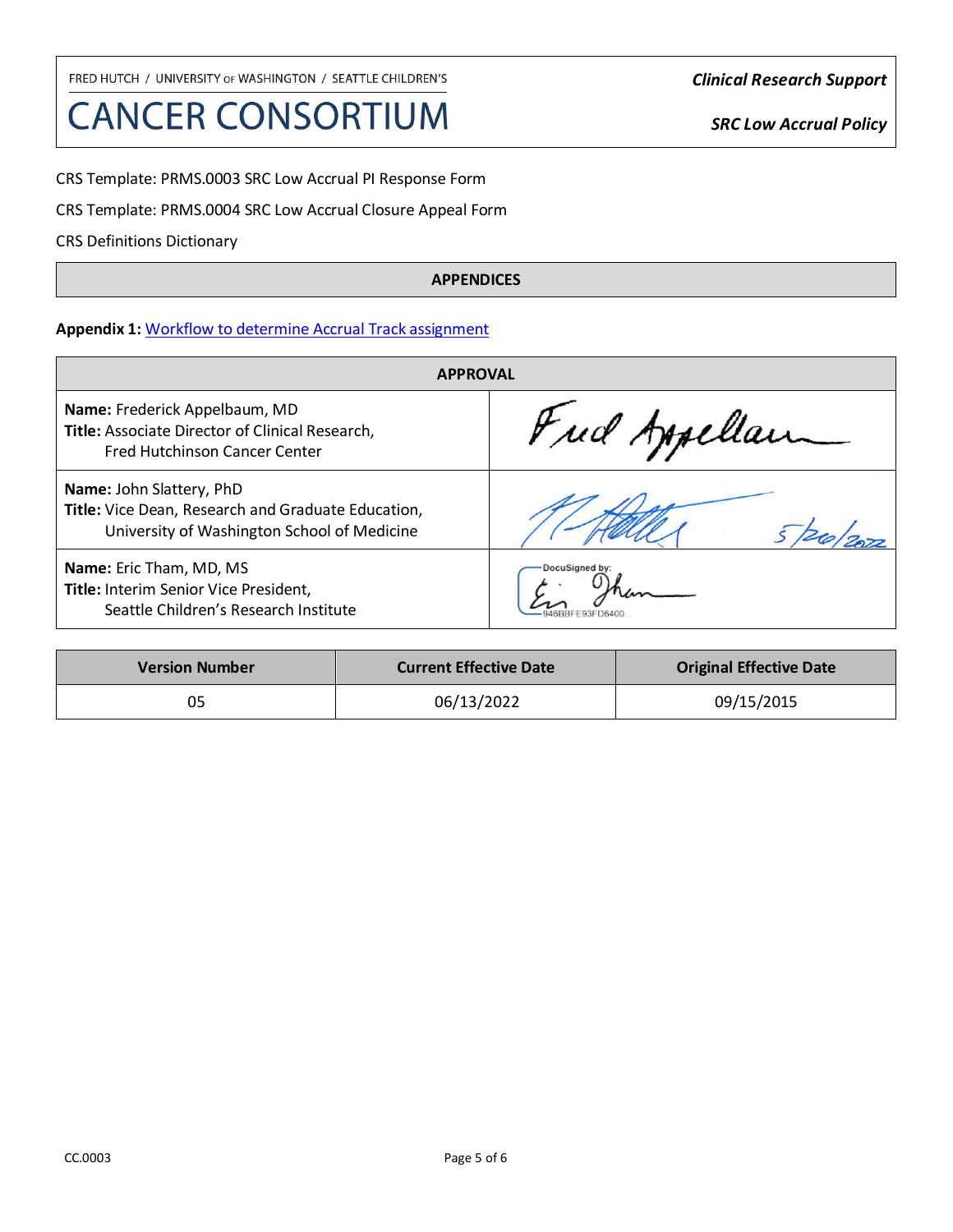CRS Template: PRMS.0003 SRC Low Accrual PI Response Form

CRS Template: PRMS.0004 SRC Low Accrual Closure Appeal Form

CRS Definitions Dictionary

## APPENDICES

**Appendix 1:** Workflow to determine Accrual Track assignment

| APPROVAL | |
|---|---|
| **Name:** Frederick Appelbaum, MD<br>**Title:** Associate Director of Clinical Research, Fred Hutchinson Cancer Center | Fred Appelbaum |
| **Name:** John Slattery, PhD<br>**Title:** Vice Dean, Research and Graduate Education, University of Washington School of Medicine | 5/20/2022 |
| **Name:** Eric Tham, MD, MS<br>**Title:** Interim Senior Vice President, Seattle Children's Research Institute | DocuSigned by: Eric Tham 946BBFE93FD6400... |

| Version Number | Current Effective Date | Original Effective Date |
|---|---|---|
| 05 | 06/13/2022 | 09/15/2015 |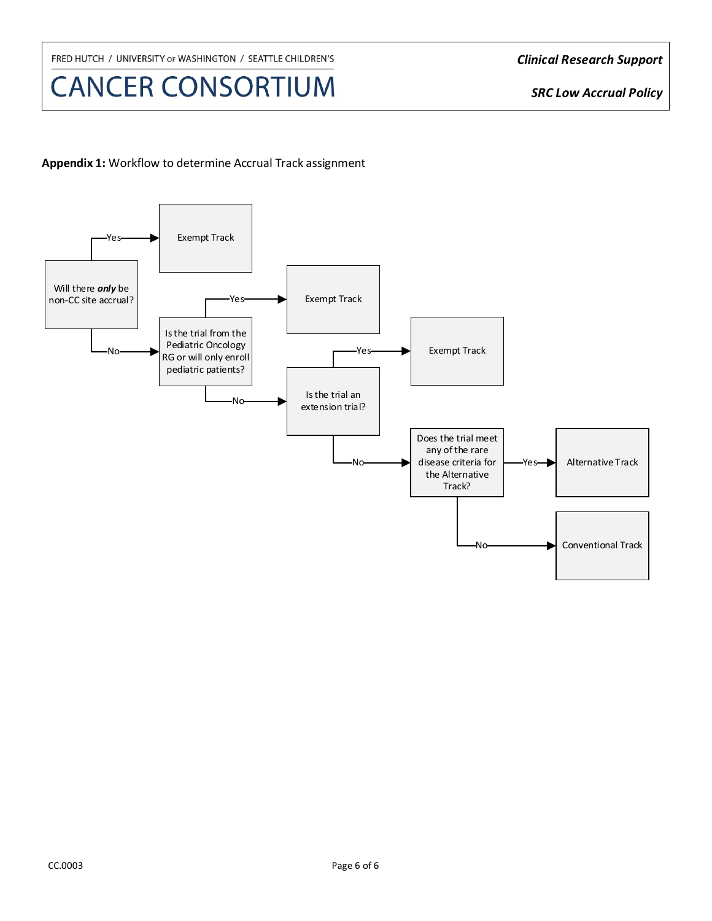**Appendix 1:** Workflow to determine Accrual Track assignment

Will there ***only*** be non-CC site accrual?

Yes

Exempt Track

No

Is the trial from the Pediatric Oncology RG or will only enroll pediatric patients?

Yes

Exempt Track

No

Is the trial an extension trial?

Yes

Exempt Track

No

Does the trial meet any of the rare disease criteria for the Alternative Track?

Yes

Alternative Track

No

Conventional Track